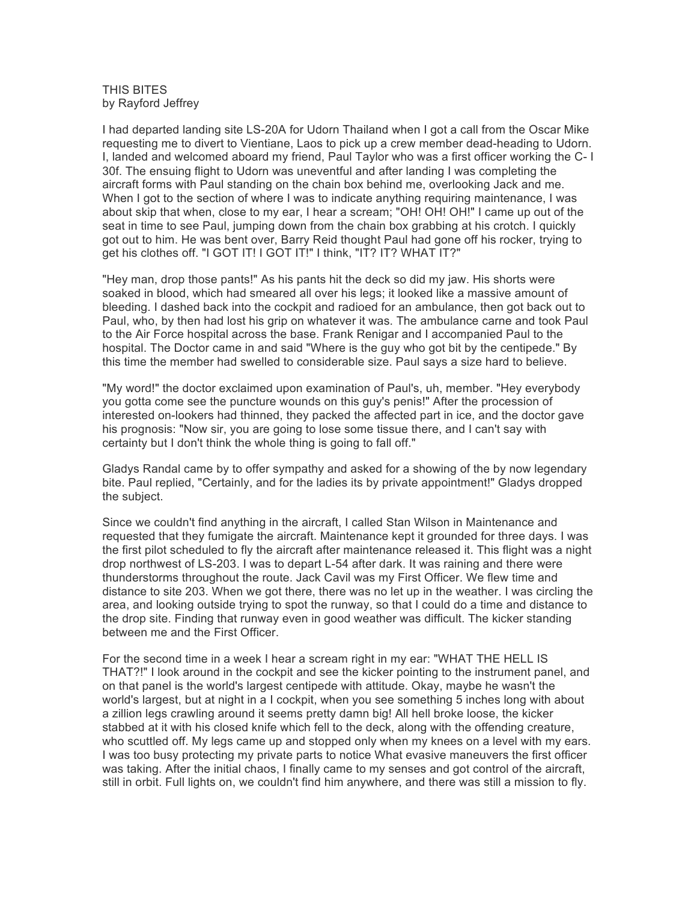THIS BITES
by Rayford Jeffrey

I had departed landing site LS-20A for Udorn Thailand when I got a call from the Oscar Mike requesting me to divert to Vientiane, Laos to pick up a crew member dead-heading to Udorn. I, landed and welcomed aboard my friend, Paul Taylor who was a first officer working the C- I 30f. The ensuing flight to Udorn was uneventful and after landing I was completing the aircraft forms with Paul standing on the chain box behind me, overlooking Jack and me. When I got to the section of where I was to indicate anything requiring maintenance, I was about skip that when, close to my ear, I hear a scream; "OH! OH! OH!" I came up out of the seat in time to see Paul, jumping down from the chain box grabbing at his crotch. I quickly got out to him. He was bent over, Barry Reid thought Paul had gone off his rocker, trying to get his clothes off. "I GOT IT! I GOT IT!" I think, "IT? IT? WHAT IT?"

"Hey man, drop those pants!" As his pants hit the deck so did my jaw. His shorts were soaked in blood, which had smeared all over his legs; it looked like a massive amount of bleeding. I dashed back into the cockpit and radioed for an ambulance, then got back out to Paul, who, by then had lost his grip on whatever it was. The ambulance carne and took Paul to the Air Force hospital across the base. Frank Renigar and I accompanied Paul to the hospital. The Doctor came in and said "Where is the guy who got bit by the centipede." By this time the member had swelled to considerable size. Paul says a size hard to believe.

"My word!" the doctor exclaimed upon examination of Paul's, uh, member. "Hey everybody you gotta come see the puncture wounds on this guy's penis!" After the procession of interested on-lookers had thinned, they packed the affected part in ice, and the doctor gave his prognosis: "Now sir, you are going to lose some tissue there, and I can't say with certainty but I don't think the whole thing is going to fall off."

Gladys Randal came by to offer sympathy and asked for a showing of the by now legendary bite. Paul replied, "Certainly, and for the ladies its by private appointment!" Gladys dropped the subject.

Since we couldn't find anything in the aircraft, I called Stan Wilson in Maintenance and requested that they fumigate the aircraft. Maintenance kept it grounded for three days. I was the first pilot scheduled to fly the aircraft after maintenance released it. This flight was a night drop northwest of LS-203. I was to depart L-54 after dark. It was raining and there were thunderstorms throughout the route. Jack Cavil was my First Officer. We flew time and distance to site 203. When we got there, there was no let up in the weather. I was circling the area, and looking outside trying to spot the runway, so that I could do a time and distance to the drop site. Finding that runway even in good weather was difficult. The kicker standing between me and the First Officer.

For the second time in a week I hear a scream right in my ear: "WHAT THE HELL IS THAT?!" I look around in the cockpit and see the kicker pointing to the instrument panel, and on that panel is the world's largest centipede with attitude. Okay, maybe he wasn't the world's largest, but at night in a I cockpit, when you see something 5 inches long with about a zillion legs crawling around it seems pretty damn big! All hell broke loose, the kicker stabbed at it with his closed knife which fell to the deck, along with the offending creature, who scuttled off. My legs came up and stopped only when my knees on a level with my ears. I was too busy protecting my private parts to notice What evasive maneuvers the first officer was taking. After the initial chaos, I finally came to my senses and got control of the aircraft, still in orbit. Full lights on, we couldn't find him anywhere, and there was still a mission to fly.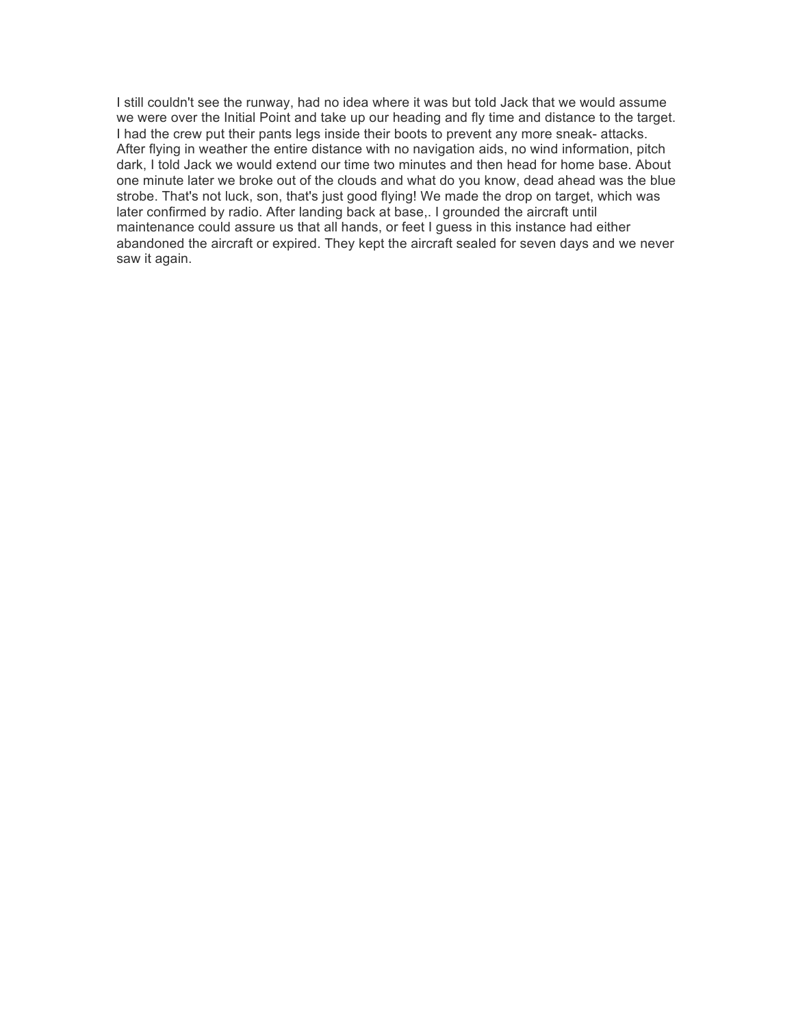I still couldn't see the runway, had no idea where it was but told Jack that we would assume we were over the Initial Point and take up our heading and fly time and distance to the target. I had the crew put their pants legs inside their boots to prevent any more sneak- attacks. After flying in weather the entire distance with no navigation aids, no wind information, pitch dark, I told Jack we would extend our time two minutes and then head for home base. About one minute later we broke out of the clouds and what do you know, dead ahead was the blue strobe. That's not luck, son, that's just good flying! We made the drop on target, which was later confirmed by radio. After landing back at base,. I grounded the aircraft until maintenance could assure us that all hands, or feet I guess in this instance had either abandoned the aircraft or expired. They kept the aircraft sealed for seven days and we never saw it again.